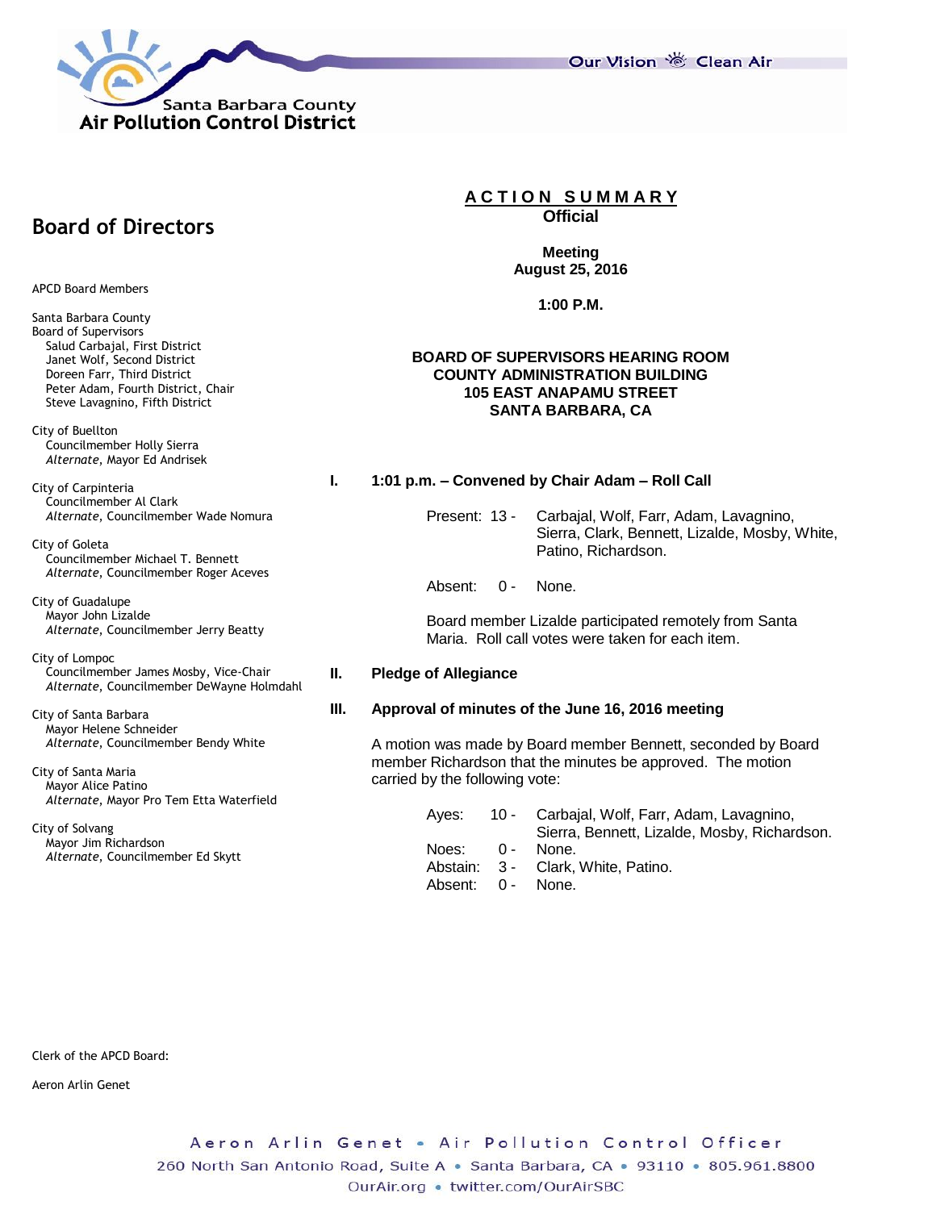Santa Barbara County
Air Pollution Control District

Our Vision Clean Air

## Board of Directors

APCD Board Members

Santa Barbara County
Board of Supervisors
Salud Carbajal, First District
Janet Wolf, Second District
Doreen Farr, Third District
Peter Adam, Fourth District, Chair
Steve Lavagnino, Fifth District

City of Buellton
Councilmember Holly Sierra
*Alternate*, Mayor Ed Andrisek

City of Carpinteria
Councilmember Al Clark
*Alternate*, Councilmember Wade Nomura

City of Goleta
Councilmember Michael T. Bennett
*Alternate*, Councilmember Roger Aceves

City of Guadalupe
Mayor John Lizalde
*Alternate*, Councilmember Jerry Beatty

City of Lompoc
Councilmember James Mosby, Vice-Chair
*Alternate*, Councilmember DeWayne Holmdahl

City of Santa Barbara
Mayor Helene Schneider
*Alternate*, Councilmember Bendy White

City of Santa Maria
Mayor Alice Patino
*Alternate*, Mayor Pro Tem Etta Waterfield

City of Solvang
Mayor Jim Richardson
*Alternate*, Councilmember Ed Skytt

Clerk of the APCD Board:

Aeron Arlin Genet

# ACTION SUMMARY
**Official**

**Meeting**
**August 25, 2016**

**1:00 P.M.**

**BOARD OF SUPERVISORS HEARING ROOM**
**COUNTY ADMINISTRATION BUILDING**
**105 EAST ANAPAMU STREET**
**SANTA BARBARA, CA**

**I. 1:01 p.m. – Convened by Chair Adam – Roll Call**

Present: 13 - Carbajal, Wolf, Farr, Adam, Lavagnino, Sierra, Clark, Bennett, Lizalde, Mosby, White, Patino, Richardson.

Absent: 0 - None.

Board member Lizalde participated remotely from Santa Maria. Roll call votes were taken for each item.

**II. Pledge of Allegiance**

**III. Approval of minutes of the June 16, 2016 meeting**

A motion was made by Board member Bennett, seconded by Board member Richardson that the minutes be approved. The motion carried by the following vote:

Ayes: 10 - Carbajal, Wolf, Farr, Adam, Lavagnino, Sierra, Bennett, Lizalde, Mosby, Richardson.
Noes: 0 - None.
Abstain: 3 - Clark, White, Patino.
Absent: 0 - None.

Aeron Arlin Genet • Air Pollution Control Officer
260 North San Antonio Road, Suite A • Santa Barbara, CA • 93110 • 805.961.8800
OurAir.org • twitter.com/OurAirSBC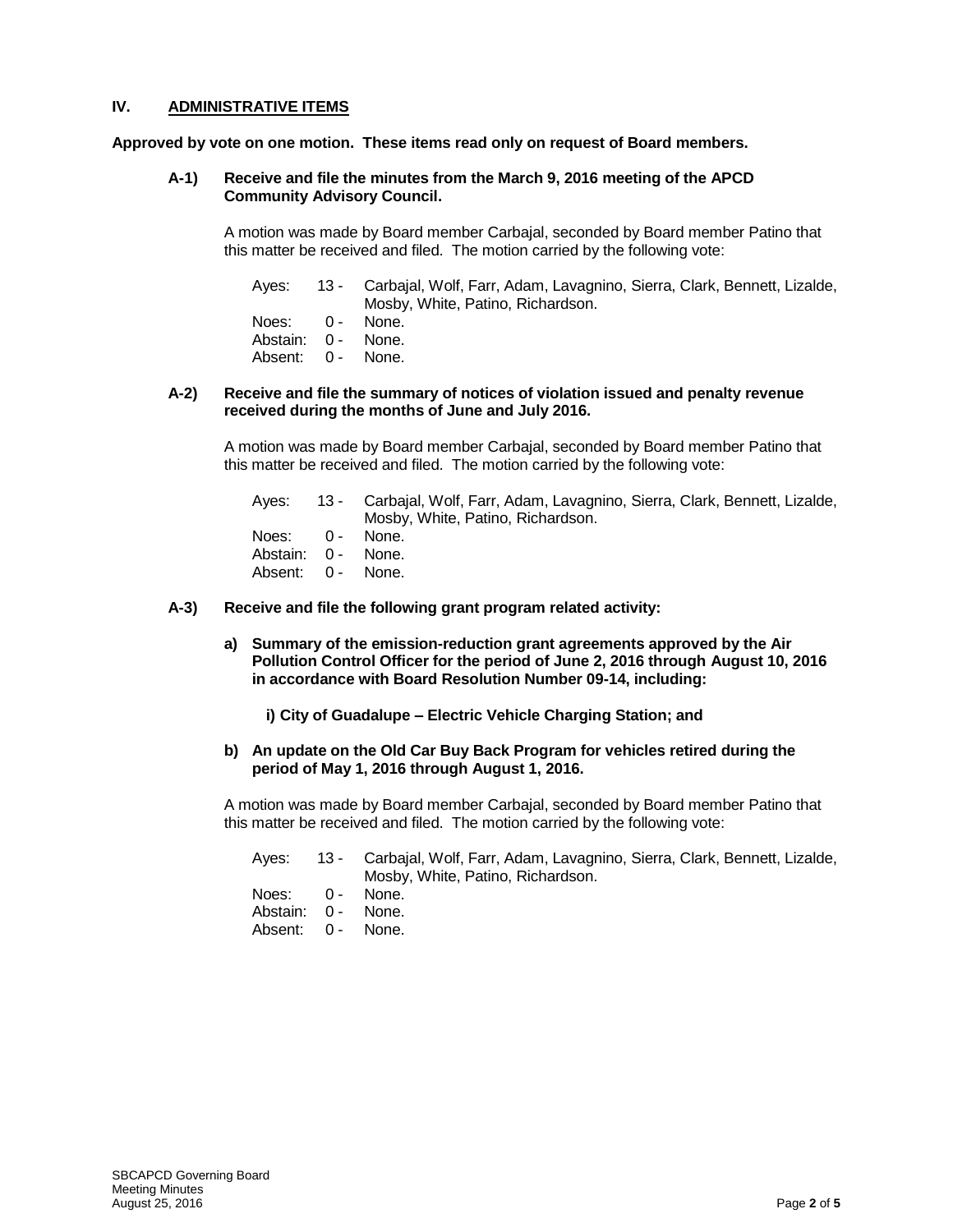## IV. ADMINISTRATIVE ITEMS

**Approved by vote on one motion. These items read only on request of Board members.**

**A-1) Receive and file the minutes from the March 9, 2016 meeting of the APCD Community Advisory Council.**

A motion was made by Board member Carbajal, seconded by Board member Patino that this matter be received and filed. The motion carried by the following vote:

Ayes: 13 - Carbajal, Wolf, Farr, Adam, Lavagnino, Sierra, Clark, Bennett, Lizalde, Mosby, White, Patino, Richardson.
Noes: 0 - None.
Abstain: 0 - None.
Absent: 0 - None.

**A-2) Receive and file the summary of notices of violation issued and penalty revenue received during the months of June and July 2016.**

A motion was made by Board member Carbajal, seconded by Board member Patino that this matter be received and filed. The motion carried by the following vote:

Ayes: 13 - Carbajal, Wolf, Farr, Adam, Lavagnino, Sierra, Clark, Bennett, Lizalde, Mosby, White, Patino, Richardson.
Noes: 0 - None.
Abstain: 0 - None.
Absent: 0 - None.

**A-3) Receive and file the following grant program related activity:**

**a) Summary of the emission-reduction grant agreements approved by the Air Pollution Control Officer for the period of June 2, 2016 through August 10, 2016 in accordance with Board Resolution Number 09-14, including:**

**i) City of Guadalupe – Electric Vehicle Charging Station; and**

**b) An update on the Old Car Buy Back Program for vehicles retired during the period of May 1, 2016 through August 1, 2016.**

A motion was made by Board member Carbajal, seconded by Board member Patino that this matter be received and filed. The motion carried by the following vote:

Ayes: 13 - Carbajal, Wolf, Farr, Adam, Lavagnino, Sierra, Clark, Bennett, Lizalde, Mosby, White, Patino, Richardson.
Noes: 0 - None.
Abstain: 0 - None.
Absent: 0 - None.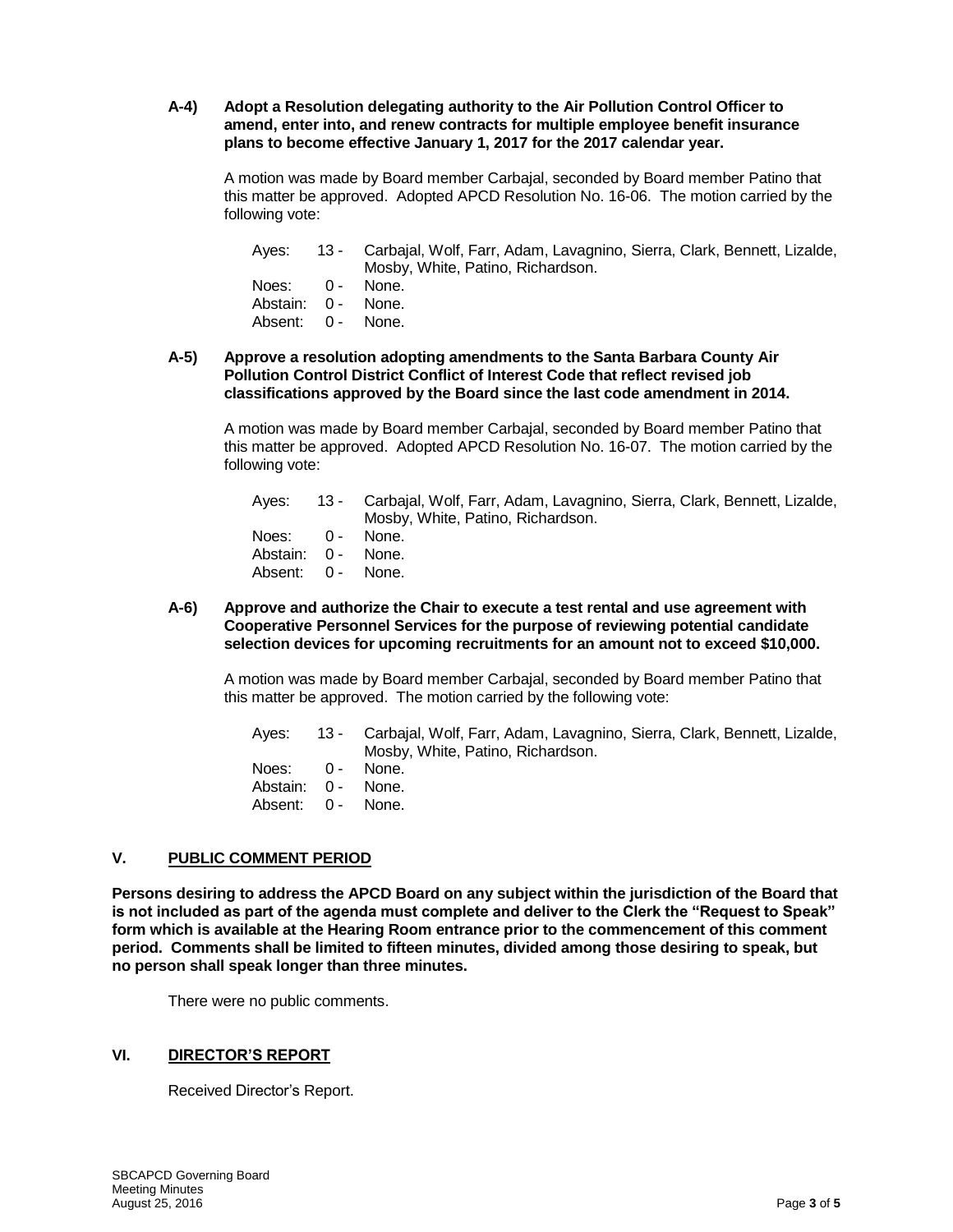**A-4) Adopt a Resolution delegating authority to the Air Pollution Control Officer to amend, enter into, and renew contracts for multiple employee benefit insurance plans to become effective January 1, 2017 for the 2017 calendar year.**

A motion was made by Board member Carbajal, seconded by Board member Patino that this matter be approved. Adopted APCD Resolution No. 16-06. The motion carried by the following vote:

Ayes: 13 - Carbajal, Wolf, Farr, Adam, Lavagnino, Sierra, Clark, Bennett, Lizalde, Mosby, White, Patino, Richardson.
Noes: 0 - None.
Abstain: 0 - None.
Absent: 0 - None.

**A-5) Approve a resolution adopting amendments to the Santa Barbara County Air Pollution Control District Conflict of Interest Code that reflect revised job classifications approved by the Board since the last code amendment in 2014.**

A motion was made by Board member Carbajal, seconded by Board member Patino that this matter be approved. Adopted APCD Resolution No. 16-07. The motion carried by the following vote:

Ayes: 13 - Carbajal, Wolf, Farr, Adam, Lavagnino, Sierra, Clark, Bennett, Lizalde, Mosby, White, Patino, Richardson.
Noes: 0 - None.
Abstain: 0 - None.
Absent: 0 - None.

**A-6) Approve and authorize the Chair to execute a test rental and use agreement with Cooperative Personnel Services for the purpose of reviewing potential candidate selection devices for upcoming recruitments for an amount not to exceed $10,000.**

A motion was made by Board member Carbajal, seconded by Board member Patino that this matter be approved. The motion carried by the following vote:

Ayes: 13 - Carbajal, Wolf, Farr, Adam, Lavagnino, Sierra, Clark, Bennett, Lizalde, Mosby, White, Patino, Richardson.
Noes: 0 - None.
Abstain: 0 - None.
Absent: 0 - None.

## V. PUBLIC COMMENT PERIOD

**Persons desiring to address the APCD Board on any subject within the jurisdiction of the Board that is not included as part of the agenda must complete and deliver to the Clerk the "Request to Speak" form which is available at the Hearing Room entrance prior to the commencement of this comment period. Comments shall be limited to fifteen minutes, divided among those desiring to speak, but no person shall speak longer than three minutes.**

There were no public comments.

## VI. DIRECTOR'S REPORT

Received Director's Report.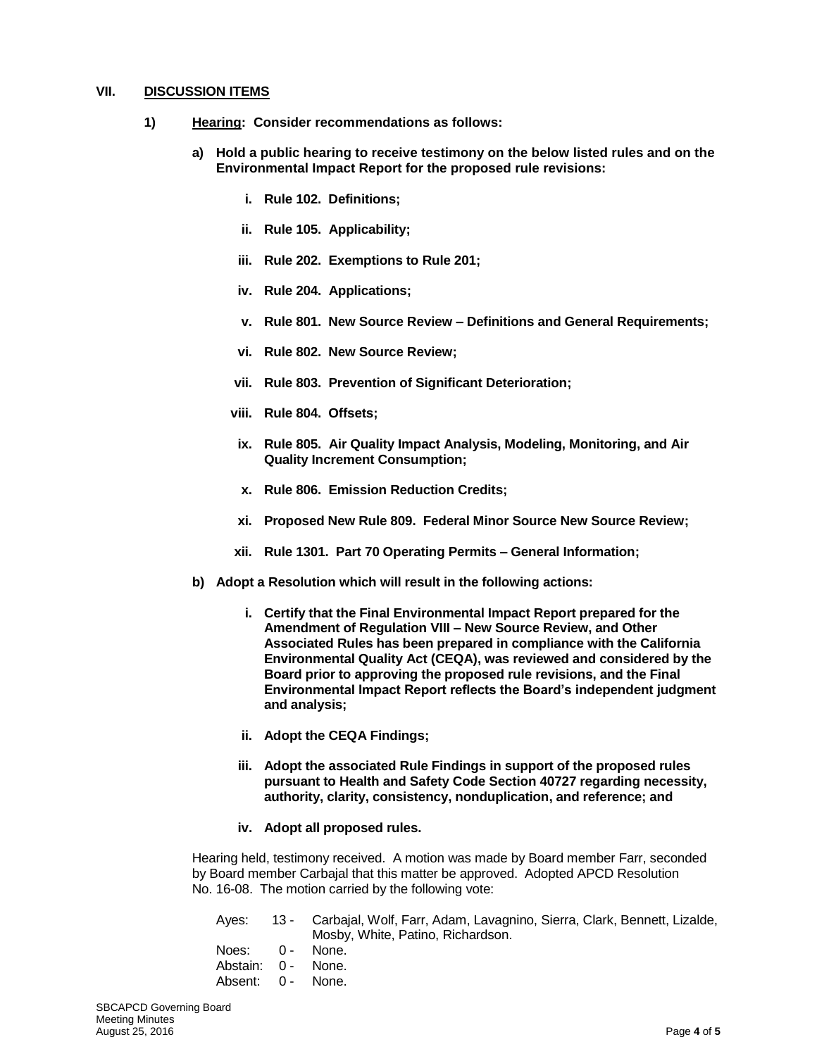## VII. DISCUSSION ITEMS

**1) Hearing: Consider recommendations as follows:**

**a) Hold a public hearing to receive testimony on the below listed rules and on the Environmental Impact Report for the proposed rule revisions:**

- **i. Rule 102. Definitions;**
- **ii. Rule 105. Applicability;**
- **iii. Rule 202. Exemptions to Rule 201;**
- **iv. Rule 204. Applications;**
- **v. Rule 801. New Source Review – Definitions and General Requirements;**
- **vi. Rule 802. New Source Review;**
- **vii. Rule 803. Prevention of Significant Deterioration;**
- **viii. Rule 804. Offsets;**
- **ix. Rule 805. Air Quality Impact Analysis, Modeling, Monitoring, and Air Quality Increment Consumption;**
- **x. Rule 806. Emission Reduction Credits;**
- **xi. Proposed New Rule 809. Federal Minor Source New Source Review;**
- **xii. Rule 1301. Part 70 Operating Permits – General Information;**

**b) Adopt a Resolution which will result in the following actions:**

- **i. Certify that the Final Environmental Impact Report prepared for the Amendment of Regulation VIII – New Source Review, and Other Associated Rules has been prepared in compliance with the California Environmental Quality Act (CEQA), was reviewed and considered by the Board prior to approving the proposed rule revisions, and the Final Environmental Impact Report reflects the Board's independent judgment and analysis;**
- **ii. Adopt the CEQA Findings;**
- **iii. Adopt the associated Rule Findings in support of the proposed rules pursuant to Health and Safety Code Section 40727 regarding necessity, authority, clarity, consistency, nonduplication, and reference; and**
- **iv. Adopt all proposed rules.**

Hearing held, testimony received. A motion was made by Board member Farr, seconded by Board member Carbajal that this matter be approved. Adopted APCD Resolution No. 16-08. The motion carried by the following vote:

| | | |
|---|---|---|
| Ayes: | 13 - | Carbajal, Wolf, Farr, Adam, Lavagnino, Sierra, Clark, Bennett, Lizalde, Mosby, White, Patino, Richardson. |
| Noes: | 0 - | None. |
| Abstain: | 0 - | None. |
| Absent: | 0 - | None. |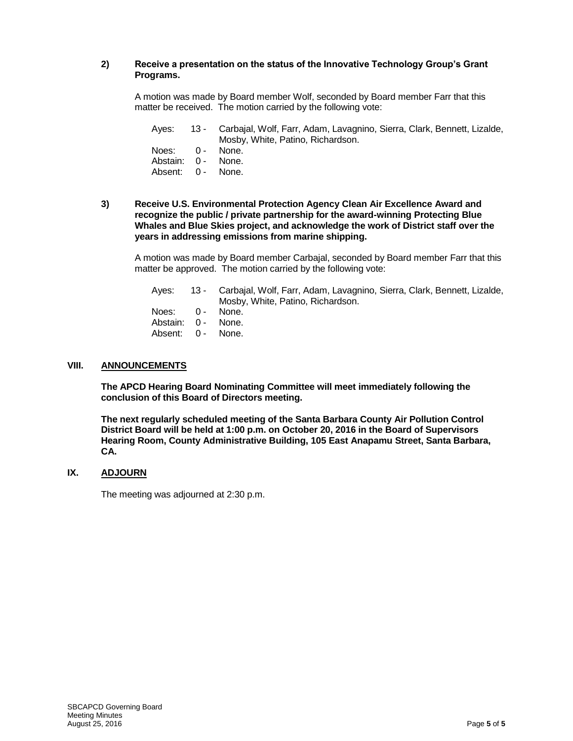**2) Receive a presentation on the status of the Innovative Technology Group's Grant Programs.**

A motion was made by Board member Wolf, seconded by Board member Farr that this matter be received. The motion carried by the following vote:

| | | |
|---|---|---|
| Ayes: | 13 - | Carbajal, Wolf, Farr, Adam, Lavagnino, Sierra, Clark, Bennett, Lizalde, Mosby, White, Patino, Richardson. |
| Noes: | 0 - | None. |
| Abstain: | 0 - | None. |
| Absent: | 0 - | None. |

**3) Receive U.S. Environmental Protection Agency Clean Air Excellence Award and recognize the public / private partnership for the award-winning Protecting Blue Whales and Blue Skies project, and acknowledge the work of District staff over the years in addressing emissions from marine shipping.**

A motion was made by Board member Carbajal, seconded by Board member Farr that this matter be approved. The motion carried by the following vote:

| | | |
|---|---|---|
| Ayes: | 13 - | Carbajal, Wolf, Farr, Adam, Lavagnino, Sierra, Clark, Bennett, Lizalde, Mosby, White, Patino, Richardson. |
| Noes: | 0 - | None. |
| Abstain: | 0 - | None. |
| Absent: | 0 - | None. |

## VIII. ANNOUNCEMENTS

**The APCD Hearing Board Nominating Committee will meet immediately following the conclusion of this Board of Directors meeting.**

**The next regularly scheduled meeting of the Santa Barbara County Air Pollution Control District Board will be held at 1:00 p.m. on October 20, 2016 in the Board of Supervisors Hearing Room, County Administrative Building, 105 East Anapamu Street, Santa Barbara, CA.**

## IX. ADJOURN

The meeting was adjourned at 2:30 p.m.